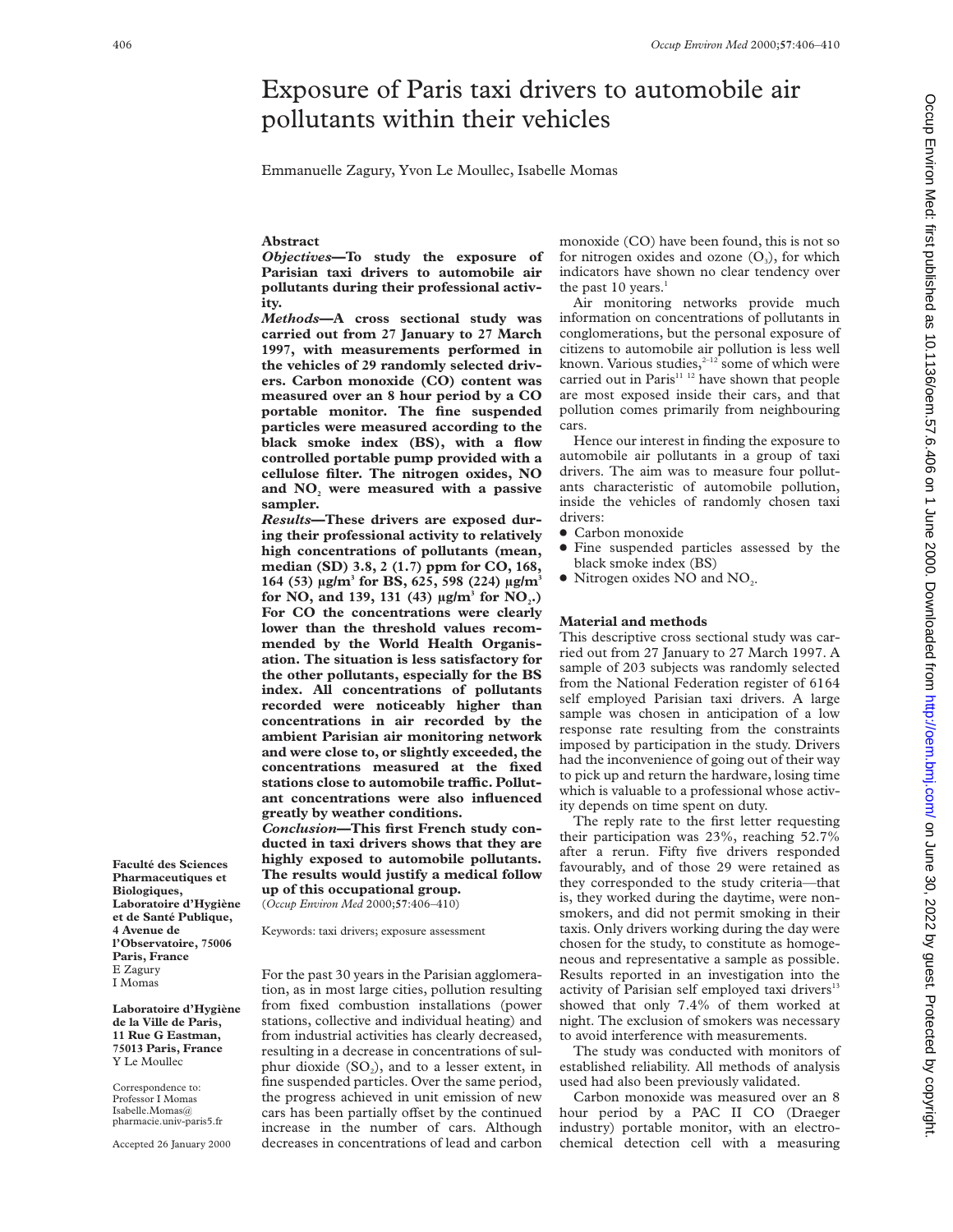# Exposure of Paris taxi drivers to automobile air pollutants within their vehicles

Emmanuelle Zagury, Yvon Le Moullec, Isabelle Momas

Faculté des Sciences Pharmaceutiques et Biologiques, Laboratoire d'Hygiène et de Santé Publique, 4 Avenue de l'Observatoire, 75006 Paris, France
E Zagury
I Momas

Laboratoire d'Hygiène de la Ville de Paris, 11 Rue G Eastman, 75013 Paris, France
Y Le Moullec

Correspondence to: Professor I Momas Isabelle.Momas@pharmacie.univ-paris5.fr

Accepted 26 January 2000

## Abstract

***Objectives*—To study the exposure of Parisian taxi drivers to automobile air pollutants during their professional activity.**

***Methods*—A cross sectional study was carried out from 27 January to 27 March 1997, with measurements performed in the vehicles of 29 randomly selected drivers. Carbon monoxide (CO) content was measured over an 8 hour period by a CO portable monitor. The fine suspended particles were measured according to the black smoke index (BS), with a flow controlled portable pump provided with a cellulose filter. The nitrogen oxides, NO and $NO_2$ were measured with a passive sampler.**

***Results*—These drivers are exposed during their professional activity to relatively high concentrations of pollutants (mean, median (SD) 3.8, 2 (1.7) ppm for CO, 168, 164 (53) µg/m$^3$ for BS, 625, 598 (224) µg/m$^3$ for NO, and 139, 131 (43) µg/m$^3$ for $NO_2$.) For CO the concentrations were clearly lower than the threshold values recommended by the World Health Organisation. The situation is less satisfactory for the other pollutants, especially for the BS index. All concentrations of pollutants recorded were noticeably higher than concentrations in air recorded by the ambient Parisian air monitoring network and were close to, or slightly exceeded, the concentrations measured at the fixed stations close to automobile traffic. Pollutant concentrations were also influenced greatly by weather conditions.**

***Conclusion*—This first French study conducted in taxi drivers shows that they are highly exposed to automobile pollutants. The results would justify a medical follow up of this occupational group.**

(*Occup Environ Med* 2000;**57**:406–410)

Keywords: taxi drivers; exposure assessment

For the past 30 years in the Parisian agglomeration, as in most large cities, pollution resulting from fixed combustion installations (power stations, collective and individual heating) and from industrial activities has clearly decreased, resulting in a decrease in concentrations of sulphur dioxide ($SO_2$), and to a lesser extent, in fine suspended particles. Over the same period, the progress achieved in unit emission of new cars has been partially offset by the continued increase in the number of cars. Although decreases in concentrations of lead and carbon monoxide (CO) have been found, this is not so for nitrogen oxides and ozone ($O_3$), for which indicators have shown no clear tendency over the past 10 years.[1]

Air monitoring networks provide much information on concentrations of pollutants in conglomerations, but the personal exposure of citizens to automobile air pollution is less well known. Various studies,[2–12] some of which were carried out in Paris[11 12] have shown that people are most exposed inside their cars, and that pollution comes primarily from neighbouring cars.

Hence our interest in finding the exposure to automobile air pollutants in a group of taxi drivers. The aim was to measure four pollutants characteristic of automobile pollution, inside the vehicles of randomly chosen taxi drivers:

- Carbon monoxide
- Fine suspended particles assessed by the black smoke index (BS)
- Nitrogen oxides NO and $NO_2$.

## Material and methods

This descriptive cross sectional study was carried out from 27 January to 27 March 1997. A sample of 203 subjects was randomly selected from the National Federation register of 6164 self employed Parisian taxi drivers. A large sample was chosen in anticipation of a low response rate resulting from the constraints imposed by participation in the study. Drivers had the inconvenience of going out of their way to pick up and return the hardware, losing time which is valuable to a professional whose activity depends on time spent on duty.

The reply rate to the first letter requesting their participation was 23%, reaching 52.7% after a rerun. Fifty five drivers responded favourably, and of those 29 were retained as they corresponded to the study criteria—that is, they worked during the daytime, were nonsmokers, and did not permit smoking in their taxis. Only drivers working during the day were chosen for the study, to constitute as homogeneous and representative a sample as possible. Results reported in an investigation into the activity of Parisian self employed taxi drivers[13] showed that only 7.4% of them worked at night. The exclusion of smokers was necessary to avoid interference with measurements.

The study was conducted with monitors of established reliability. All methods of analysis used had also been previously validated.

Carbon monoxide was measured over an 8 hour period by a PAC II CO (Draeger industry) portable monitor, with an electrochemical detection cell with a measuring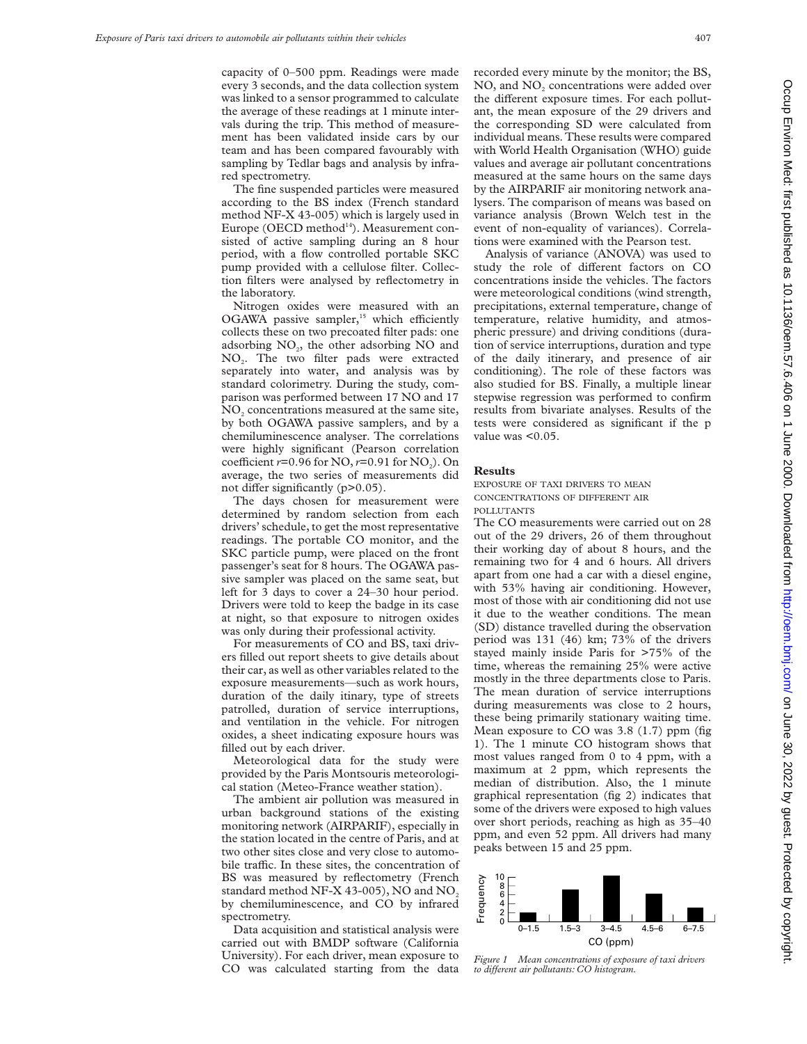capacity of 0–500 ppm. Readings were made every 3 seconds, and the data collection system was linked to a sensor programmed to calculate the average of these readings at 1 minute intervals during the trip. This method of measurement has been validated inside cars by our team and has been compared favourably with sampling by Tedlar bags and analysis by infrared spectrometry.

The fine suspended particles were measured according to the BS index (French standard method NF-X 43-005) which is largely used in Europe (OECD method[14]). Measurement consisted of active sampling during an 8 hour period, with a flow controlled portable SKC pump provided with a cellulose filter. Collection filters were analysed by reflectometry in the laboratory.

Nitrogen oxides were measured with an OGAWA passive sampler,[15] which efficiently collects these on two precoated filter pads: one adsorbing $NO_2$, the other adsorbing NO and $NO_2$. The two filter pads were extracted separately into water, and analysis was by standard colorimetry. During the study, comparison was performed between 17 NO and 17 $NO_2$ concentrations measured at the same site, by both OGAWA passive samplers, and by a chemiluminescence analyser. The correlations were highly significant (Pearson correlation coefficient $r$=0.96 for NO, $r$=0.91 for $NO_2$). On average, the two series of measurements did not differ significantly ($p>0.05$).

The days chosen for measurement were determined by random selection from each drivers' schedule, to get the most representative readings. The portable CO monitor, and the SKC particle pump, were placed on the front passenger's seat for 8 hours. The OGAWA passive sampler was placed on the same seat, but left for 3 days to cover a 24–30 hour period. Drivers were told to keep the badge in its case at night, so that exposure to nitrogen oxides was only during their professional activity.

For measurements of CO and BS, taxi drivers filled out report sheets to give details about their car, as well as other variables related to the exposure measurements—such as work hours, duration of the daily itinary, type of streets patrolled, duration of service interruptions, and ventilation in the vehicle. For nitrogen oxides, a sheet indicating exposure hours was filled out by each driver.

Meteorological data for the study were provided by the Paris Montsouris meteorological station (Meteo-France weather station).

The ambient air pollution was measured in urban background stations of the existing monitoring network (AIRPARIF), especially in the station located in the centre of Paris, and at two other sites close and very close to automobile traffic. In these sites, the concentration of BS was measured by reflectometry (French standard method NF-X 43-005), NO and $NO_2$ by chemiluminescence, and CO by infrared spectrometry.

Data acquisition and statistical analysis were carried out with BMDP software (California University). For each driver, mean exposure to CO was calculated starting from the data recorded every minute by the monitor; the BS, NO, and $NO_2$ concentrations were added over the different exposure times. For each pollutant, the mean exposure of the 29 drivers and the corresponding SD were calculated from individual means. These results were compared with World Health Organisation (WHO) guide values and average air pollutant concentrations measured at the same hours on the same days by the AIRPARIF air monitoring network analysers. The comparison of means was based on variance analysis (Brown Welch test in the event of non-equality of variances). Correlations were examined with the Pearson test.

Analysis of variance (ANOVA) was used to study the role of different factors on CO concentrations inside the vehicles. The factors were meteorological conditions (wind strength, precipitations, external temperature, change of temperature, relative humidity, and atmospheric pressure) and driving conditions (duration of service interruptions, duration and type of the daily itinerary, and presence of air conditioning). The role of these factors was also studied for BS. Finally, a multiple linear stepwise regression was performed to confirm results from bivariate analyses. Results of the tests were considered as significant if the p value was $<0.05$.

## Results

### EXPOSURE OF TAXI DRIVERS TO MEAN CONCENTRATIONS OF DIFFERENT AIR POLLUTANTS

The CO measurements were carried out on 28 out of the 29 drivers, 26 of them throughout their working day of about 8 hours, and the remaining two for 4 and 6 hours. All drivers apart from one had a car with a diesel engine, with 53% having air conditioning. However, most of those with air conditioning did not use it due to the weather conditions. The mean (SD) distance travelled during the observation period was 131 (46) km; 73% of the drivers stayed mainly inside Paris for >75% of the time, whereas the remaining 25% were active mostly in the three departments close to Paris. The mean duration of service interruptions during measurements was close to 2 hours, these being primarily stationary waiting time. Mean exposure to CO was 3.8 (1.7) ppm (fig 1). The 1 minute CO histogram shows that most values ranged from 0 to 4 ppm, with a maximum at 2 ppm, which represents the median of distribution. Also, the 1 minute graphical representation (fig 2) indicates that some of the drivers were exposed to high values over short periods, reaching as high as 35–40 ppm, and even 52 ppm. All drivers had many peaks between 15 and 25 ppm.

*Figure 1 Mean concentrations of exposure of taxi drivers to different air pollutants: CO histogram.*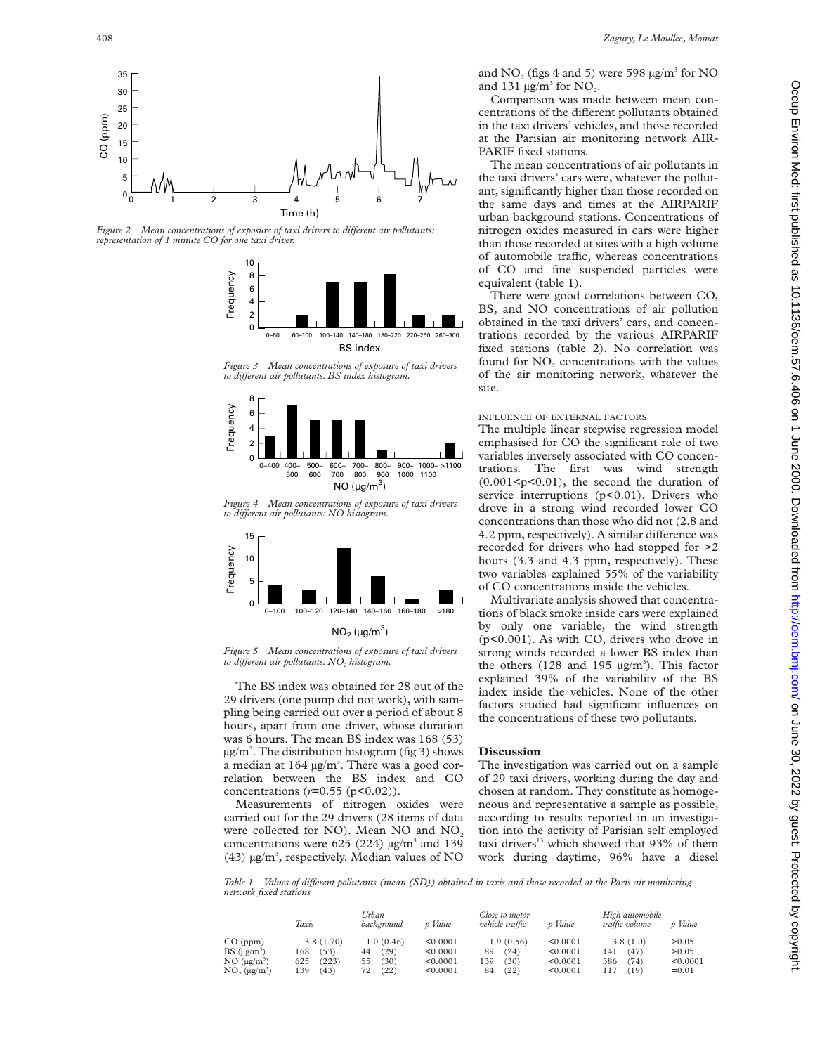*Figure 2 Mean concentrations of exposure of taxi drivers to different air pollutants: representation of 1 minute CO for one taxi driver.*

*Figure 3 Mean concentrations of exposure of taxi drivers to different air pollutants: BS index histogram.*

*Figure 4 Mean concentrations of exposure of taxi drivers to different air pollutants: NO histogram.*

*Figure 5 Mean concentrations of exposure of taxi drivers to different air pollutants: $NO_2$ histogram.*

The BS index was obtained for 28 out of the 29 drivers (one pump did not work), with sampling being carried out over a period of about 8 hours, apart from one driver, whose duration was 6 hours. The mean BS index was 168 (53) µg/m$^3$. The distribution histogram (fig 3) shows a median at 164 µg/m$^3$. There was a good correlation between the BS index and CO concentrations ($r$=0.55 ($p<0.02$)).

Measurements of nitrogen oxides were carried out for the 29 drivers (28 items of data were collected for NO). Mean NO and $NO_2$ concentrations were 625 (224) µg/m$^3$ and 139 (43) µg/m$^3$, respectively. Median values of NO and $NO_2$ (figs 4 and 5) were 598 µg/m$^3$ for NO and 131 µg/m$^3$ for $NO_2$.

Comparison was made between mean concentrations of the different pollutants obtained in the taxi drivers' vehicles, and those recorded at the Parisian air monitoring network AIRPARIF fixed stations.

The mean concentrations of air pollutants in the taxi drivers' cars were, whatever the pollutant, significantly higher than those recorded on the same days and times at the AIRPARIF urban background stations. Concentrations of nitrogen oxides measured in cars were higher than those recorded at sites with a high volume of automobile traffic, whereas concentrations of CO and fine suspended particles were equivalent (table 1).

There were good correlations between CO, BS, and NO concentrations of air pollution obtained in the taxi drivers' cars, and concentrations recorded by the various AIRPARIF fixed stations (table 2). No correlation was found for $NO_2$ concentrations with the values of the air monitoring network, whatever the site.

### INFLUENCE OF EXTERNAL FACTORS

The multiple linear stepwise regression model emphasised for CO the significant role of two variables inversely associated with CO concentrations. The first was wind strength ($0.001<p<0.01$), the second the duration of service interruptions ($p<0.01$). Drivers who drove in a strong wind recorded lower CO concentrations than those who did not (2.8 and 4.2 ppm, respectively). A similar difference was recorded for drivers who had stopped for >2 hours (3.3 and 4.3 ppm, respectively). These two variables explained 55% of the variability of CO concentrations inside the vehicles.

Multivariate analysis showed that concentrations of black smoke inside cars were explained by only one variable, the wind strength ($p<0.001$). As with CO, drivers who drove in strong winds recorded a lower BS index than the others (128 and 195 µg/m$^3$). This factor explained 39% of the variability of the BS index inside the vehicles. None of the other factors studied had significant influences on the concentrations of these two pollutants.

## Discussion

The investigation was carried out on a sample of 29 taxi drivers, working during the day and chosen at random. They constitute as homogeneous and representative a sample as possible, according to results reported in an investigation into the activity of Parisian self employed taxi drivers[13] which showed that 93% of them work during daytime, 96% have a diesel

*Table 1 Values of different pollutants (mean (SD)) obtained in taxis and those recorded at the Paris air monitoring network fixed stations*

| | Taxis | Urban background | p Value | Close to motor vehicle traffic | p Value | High automobile traffic volume | p Value |
|---|---|---|---|---|---|---|---|
| CO (ppm) | 3.8 (1.70) | 1.0 (0.46) | <0.0001 | 1.9 (0.56) | <0.0001 | 3.8 (1.0) | >0.05 |
| BS (µg/m$^3$) | 168 (53) | 44 (29) | <0.0001 | 89 (24) | <0.0001 | 141 (47) | >0.05 |
| NO (µg/m$^3$) | 625 (223) | 55 (30) | <0.0001 | 139 (30) | <0.0001 | 386 (74) | <0.0001 |
| $NO_2$ (µg/m$^3$) | 139 (43) | 72 (22) | <0.0001 | 84 (22) | <0.0001 | 117 (19) | =0.01 |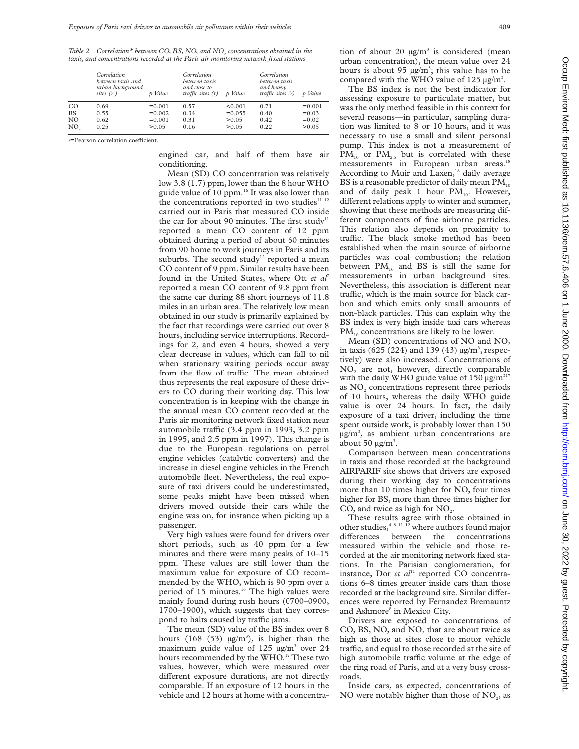*Table 2 Correlation\* between CO, BS, NO, and $NO_2$ concentrations obtained in the taxis, and concentrations recorded at the Paris air monitoring network fixed stations*

| | Correlation between taxis and urban background sites (r) | p Value | Correlation between taxis and close to traffic sites (r) | p Value | Correlation between taxis and heavy traffic sites (r) | p Value |
|---|---|---|---|---|---|---|
| CO | 0.69 | =0.001 | 0.57 | <0.001 | 0.71 | =0.001 |
| BS | 0.55 | =0.002 | 0.34 | =0.055 | 0.40 | =0.03 |
| NO | 0.62 | =0.001 | 0.31 | >0.05 | 0.42 | =0.02 |
| $NO_2$ | 0.25 | >0.05 | 0.16 | >0.05 | 0.22 | >0.05 |

r=Pearson correlation coefficient.

engined car, and half of them have air conditioning.

Mean (SD) CO concentration was relatively low 3.8 (1.7) ppm, lower than the 8 hour WHO guide value of 10 ppm.[16] It was also lower than the concentrations reported in two studies[11 12] carried out in Paris that measured CO inside the car for about 90 minutes. The first study[11] reported a mean CO content of 12 ppm obtained during a period of about 60 minutes from 90 home to work journeys in Paris and its suburbs. The second study[12] reported a mean CO content of 9 ppm. Similar results have been found in the United States, where Ott *et al*[7] reported a mean CO content of 9.8 ppm from the same car during 88 short journeys of 11.8 miles in an urban area. The relatively low mean obtained in our study is primarily explained by the fact that recordings were carried out over 8 hours, including service interruptions. Recordings for 2, and even 4 hours, showed a very clear decrease in values, which can fall to nil when stationary waiting periods occur away from the flow of traffic. The mean obtained thus represents the real exposure of these drivers to CO during their working day. This low concentration is in keeping with the change in the annual mean CO content recorded at the Paris air monitoring network fixed station near automobile traffic (3.4 ppm in 1993, 3.2 ppm in 1995, and 2.5 ppm in 1997). This change is due to the European regulations on petrol engine vehicles (catalytic converters) and the increase in diesel engine vehicles in the French automobile fleet. Nevertheless, the real exposure of taxi drivers could be underestimated, some peaks might have been missed when drivers moved outside their cars while the engine was on, for instance when picking up a passenger.

Very high values were found for drivers over short periods, such as 40 ppm for a few minutes and there were many peaks of 10–15 ppm. These values are still lower than the maximum value for exposure of CO recommended by the WHO, which is 90 ppm over a period of 15 minutes.[16] The high values were mainly found during rush hours (0700–0900, 1700–1900), which suggests that they correspond to halts caused by traffic jams.

The mean (SD) value of the BS index over 8 hours (168 (53) $\mu g/m^3$), is higher than the maximum guide value of 125 $\mu g/m^3$ over 24 hours recommended by the WHO.[17] These two values, however, which were measured over different exposure durations, are not directly comparable. If an exposure of 12 hours in the vehicle and 12 hours at home with a concentration of about 20 $\mu g/m^3$ is considered (mean urban concentration), the mean value over 24 hours is about 95 $\mu g/m^3$; this value has to be compared with the WHO value of 125 $\mu g/m^3$.

The BS index is not the best indicator for assessing exposure to particulate matter, but was the only method feasible in this context for several reasons—in particular, sampling duration was limited to 8 or 10 hours, and it was necessary to use a small and silent personal pump. This index is not a measurement of $PM_{10}$ or $PM_{2.5}$ but is correlated with these measurements in European urban areas.[18] According to Muir and Laxen,[18] daily average BS is a reasonable predictor of daily mean $PM_{10}$ and of daily peak 1 hour $PM_{10}$. However, different relations apply to winter and summer, showing that these methods are measuring different components of fine airborne particles. This relation also depends on proximity to traffic. The black smoke method has been established when the main source of airborne particles was coal combustion; the relation between $PM_{10}$ and BS is still the same for measurements in urban background sites. Nevertheless, this association is different near traffic, which is the main source for black carbon and which emits only small amounts of non-black particles. This can explain why the BS index is very high inside taxi cars whereas $PM_{10}$ concentrations are likely to be lower.

Mean (SD) concentrations of NO and $NO_2$ in taxis (625 (224) and 139 (43) $\mu g/m^3$, respectively) were also increased. Concentrations of $NO_2$ are not, however, directly comparable with the daily WHO guide value of 150 $\mu g/m^3$[3 17] as $NO_2$ concentrations represent three periods of 10 hours, whereas the daily WHO guide value is over 24 hours. In fact, the daily exposure of a taxi driver, including the time spent outside work, is probably lower than 150 $\mu g/m^3$, as ambient urban concentrations are about 50 $\mu g/m^3$.

Comparison between mean concentrations in taxis and those recorded at the background AIRPARIF site shows that drivers are exposed during their working day to concentrations more than 10 times higher for NO, four times higher for BS, more than three times higher for CO, and twice as high for $NO_2$.

These results agree with those obtained in other studies,[4–8 11 12] where authors found major differences between the concentrations measured within the vehicle and those recorded at the air monitoring network fixed stations. In the Parisian conglomeration, for instance, Dor *et al*[11] reported CO concentrations 6–8 times greater inside cars than those recorded at the background site. Similar differences were reported by Fernandez Bremauntz and Ashmore[8] in Mexico City.

Drivers are exposed to concentrations of CO, BS, NO, and $NO_2$ that are about twice as high as those at sites close to motor vehicle traffic, and equal to those recorded at the site of high automobile traffic volume at the edge of the ring road of Paris, and at a very busy crossroads.

Inside cars, as expected, concentrations of NO were notably higher than those of $NO_2$, as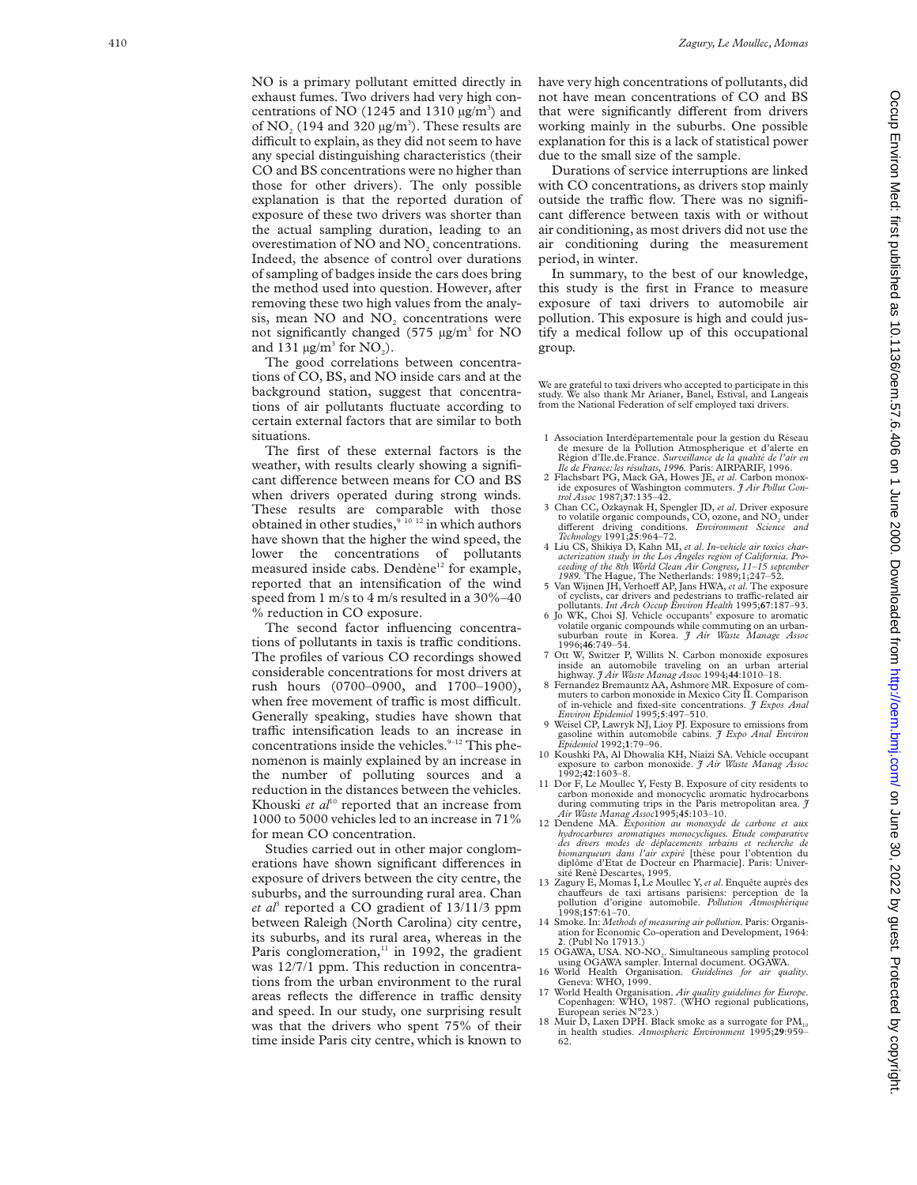NO is a primary pollutant emitted directly in exhaust fumes. Two drivers had very high concentrations of NO (1245 and 1310 μg/m$^3$) and of $NO_2$ (194 and 320 μg/m$^3$). These results are difficult to explain, as they did not seem to have any special distinguishing characteristics (their CO and BS concentrations were no higher than those for other drivers). The only possible explanation is that the reported duration of exposure of these two drivers was shorter than the actual sampling duration, leading to an overestimation of NO and $NO_2$ concentrations. Indeed, the absence of control over durations of sampling of badges inside the cars does bring the method used into question. However, after removing these two high values from the analysis, mean NO and $NO_2$ concentrations were not significantly changed (575 μg/m$^3$ for NO and 131 μg/m$^3$ for $NO_2$).

The good correlations between concentrations of CO, BS, and NO inside cars and at the background station, suggest that concentrations of air pollutants fluctuate according to certain external factors that are similar to both situations.

The first of these external factors is the weather, with results clearly showing a significant difference between means for CO and BS when drivers operated during strong winds. These results are comparable with those obtained in other studies,[9 10 12] in which authors have shown that the higher the wind speed, the lower the concentrations of pollutants measured inside cabs. Dendène[12] for example, reported that an intensification of the wind speed from 1 m/s to 4 m/s resulted in a 30%–40 % reduction in CO exposure.

The second factor influencing concentrations of pollutants in taxis is traffic conditions. The profiles of various CO recordings showed considerable concentrations for most drivers at rush hours (0700–0900, and 1700–1900), when free movement of traffic is most difficult. Generally speaking, studies have shown that traffic intensification leads to an increase in concentrations inside the vehicles.[9–12] This phenomenon is mainly explained by an increase in the number of polluting sources and a reduction in the distances between the vehicles. Khouski *et al*[10] reported that an increase from 1000 to 5000 vehicles led to an increase in 71% for mean CO concentration.

Studies carried out in other major conglomerations have shown significant differences in exposure of drivers between the city centre, the suburbs, and the surrounding rural area. Chan *et al*[3] reported a CO gradient of 13/11/3 ppm between Raleigh (North Carolina) city centre, its suburbs, and its rural area, whereas in the Paris conglomeration,[11] in 1992, the gradient was 12/7/1 ppm. This reduction in concentrations from the urban environment to the rural areas reflects the difference in traffic density and speed. In our study, one surprising result was that the drivers who spent 75% of their time inside Paris city centre, which is known to have very high concentrations of pollutants, did not have mean concentrations of CO and BS that were significantly different from drivers working mainly in the suburbs. One possible explanation for this is a lack of statistical power due to the small size of the sample.

Durations of service interruptions are linked with CO concentrations, as drivers stop mainly outside the traffic flow. There was no significant difference between taxis with or without air conditioning, as most drivers did not use the air conditioning during the measurement period, in winter.

In summary, to the best of our knowledge, this study is the first in France to measure exposure of taxi drivers to automobile air pollution. This exposure is high and could justify a medical follow up of this occupational group.

We are grateful to taxi drivers who accepted to participate in this study. We also thank Mr Arianer, Banel, Estival, and Langeais from the National Federation of self employed taxi drivers.

1. Association Interdépartementale pour la gestion du Réseau de mesure de la Pollution Atmosphérique et d'alerte en Région d'Ile.de.France. *Surveillance de la qualité de l'air en Ile de France: les résultats, 1996.* Paris: AIRPARIF, 1996.
2. Flachsbart PG, Mack GA, Howes JE, *et al*. Carbon monoxide exposures of Washington commuters. *J Air Pollut Control Assoc* 1987;**37**:135–42.
3. Chan CC, Ozkaynak H, Spengler JD, *et al*. Driver exposure to volatile organic compounds, CO, ozone, and $NO_2$ under different driving conditions. *Environment Science and Technology* 1991;**25**:964–72.
4. Liu CS, Shikiya D, Kahn MI, *et al*. *In-vehicle air toxics characterization study in the Los Angeles region of California. Proceeding of the 8th World Clean Air Congress, 11–15 september 1989.* The Hague, The Netherlands: 1989;1;247–52.
5. Van Wijnen JH, Verhoeff AP, Jans HWA, *et al*. The exposure of cyclists, car drivers and pedestrians to traffic-related air pollutants. *Int Arch Occup Environ Health* 1995;**67**:187–93.
6. Jo WK, Choi SJ. Vehicle occupants' exposure to aromatic volatile organic compounds while commuting on an urban-suburban route in Korea. *J Air Waste Manage Assoc* 1996;**46**:749–54.
7. Ott W, Switzer P, Willits N. Carbon monoxide exposures inside an automobile traveling on an urban arterial highway. *J Air Waste Manag Assoc* 1994;**44**:1010–18.
8. Fernandez Bremauntz AA, Ashmore MR. Exposure of commuters to carbon monoxide in Mexico City II. Comparison of in-vehicle and fixed-site concentrations. *J Expos Anal Environ Epidemiol* 1995;**5**:497–510.
9. Weisel CP, Lawryk NJ, Lioy PJ. Exposure to emissions from gasoline within automobile cabins. *J Expo Anal Environ Epidemiol* 1992;**1**:79–96.
10. Koushki PA, Al Dhowalia KH, Niaizi SA. Vehicle occupant exposure to carbon monoxide. *J Air Waste Manag Assoc* 1992;**42**:1603–8.
11. Dor F, Le Moullec Y, Festy B. Exposure of city residents to carbon monoxide and monocyclic aromatic hydrocarbons during commuting trips in the Paris metropolitan area. *J Air Waste Manag Assoc*1995;**45**:103–10.
12. Dendene MA. *Exposition au monoxyde de carbone et aux hydrocarbures aromatiques monocycliques. Etude comparative des divers modes de déplacements urbains et recherche de biomarqueurs dans l'air expiré* [thèse pour l'obtention du diplôme d'Etat de Docteur en Pharmacie]. Paris: Université René Descartes, 1995.
13. Zagury E, Momas I, Le Moullec Y, *et al*. Enquête auprès des chauffeurs de taxi artisans parisiens: perception de la pollution d'origine automobile. *Pollution Atmosphérique* 1998;**157**:61–70.
14. Smoke. In: *Methods of measuring air pollution*. Paris: Organisation for Economic Co-operation and Development, 1964: **2**. (Publ No 17913.)
15. OGAWA, USA. NO-$NO_2$. Simultaneous sampling protocol using OGAWA sampler. Internal document. OGAWA.
16. World Health Organisation. *Guidelines for air quality*. Geneva: WHO, 1999.
17. World Health Organisation. *Air quality guidelines for Europe*. Copenhagen: WHO, 1987. (WHO regional publications, European series N°23.)
18. Muir D, Laxen DPH. Black smoke as a surrogate for $PM_{10}$ in health studies. *Atmospheric Environment* 1995;**29**:959–62.